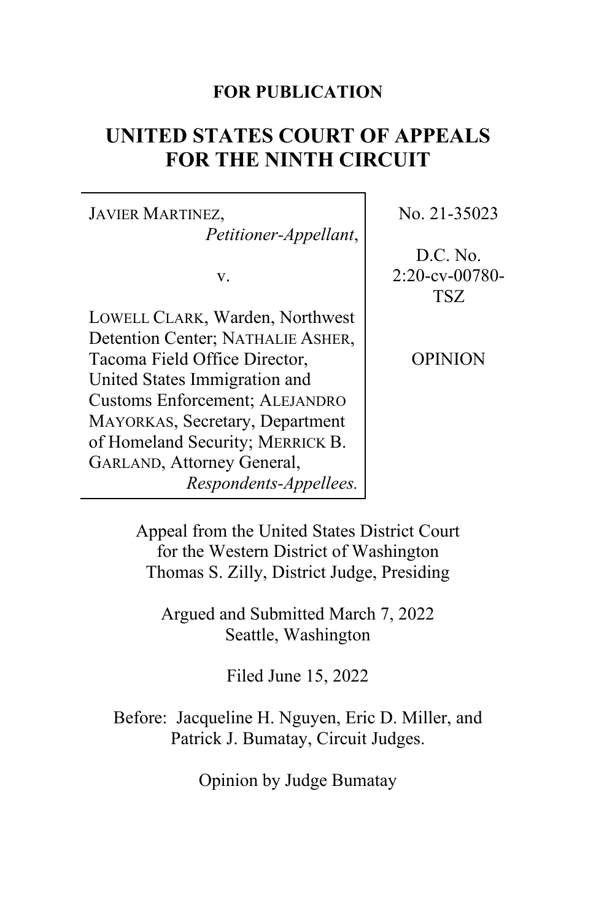**FOR PUBLICATION**

# UNITED STATES COURT OF APPEALS FOR THE NINTH CIRCUIT

| | |
|---|---|
| JAVIER MARTINEZ, *Petitioner-Appellant*, v. LOWELL CLARK, Warden, Northwest Detention Center; NATHALIE ASHER, Tacoma Field Office Director, United States Immigration and Customs Enforcement; ALEJANDRO MAYORKAS, Secretary, Department of Homeland Security; MERRICK B. GARLAND, Attorney General, *Respondents-Appellees.* | No. 21-35023 D.C. No. 2:20-cv-00780-TSZ OPINION |

Appeal from the United States District Court for the Western District of Washington
Thomas S. Zilly, District Judge, Presiding

Argued and Submitted March 7, 2022
Seattle, Washington

Filed June 15, 2022

Before: Jacqueline H. Nguyen, Eric D. Miller, and Patrick J. Bumatay, Circuit Judges.

Opinion by Judge Bumatay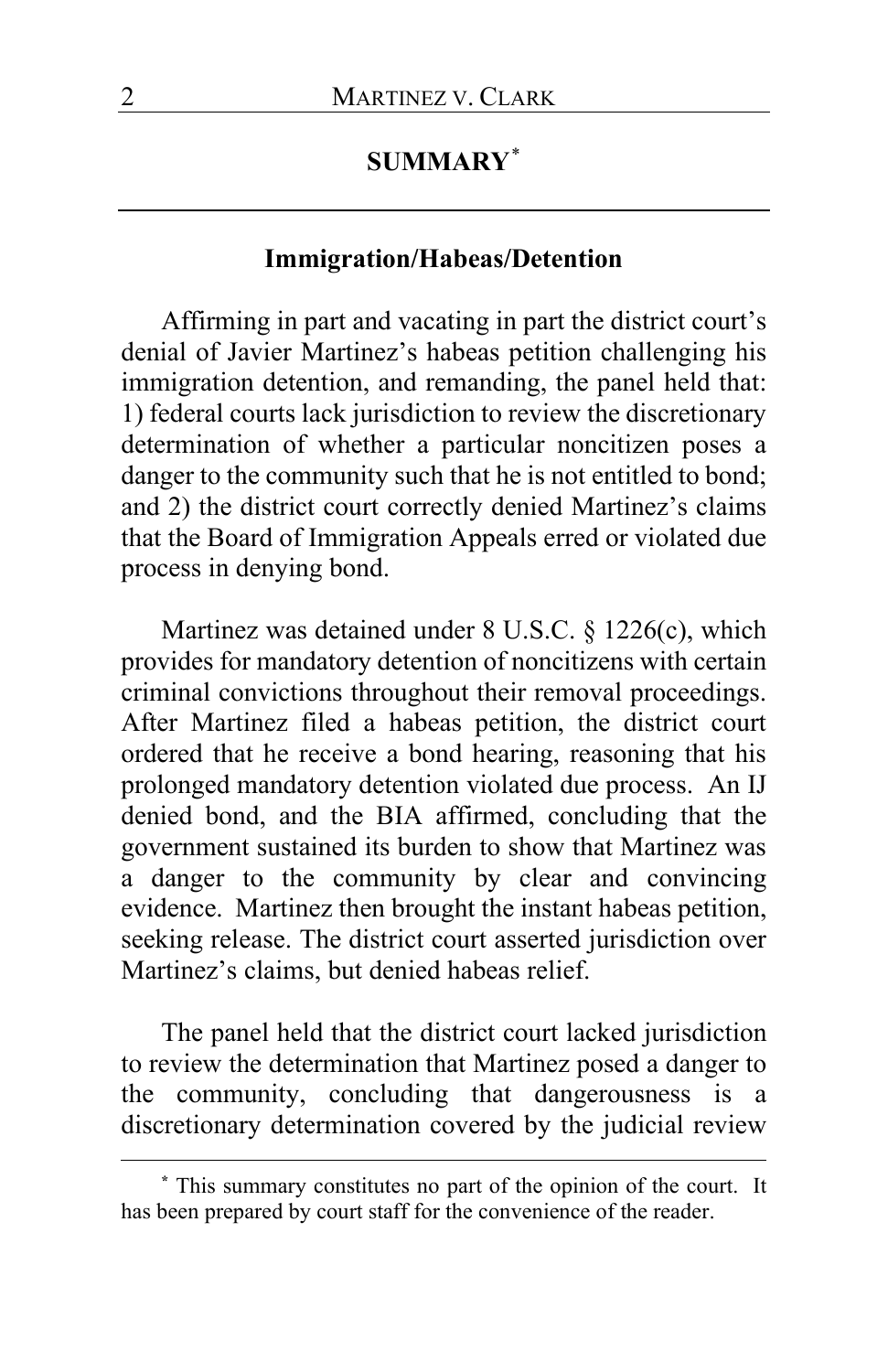## SUMMARY[*]

### Immigration/Habeas/Detention

Affirming in part and vacating in part the district court's denial of Javier Martinez's habeas petition challenging his immigration detention, and remanding, the panel held that: 1) federal courts lack jurisdiction to review the discretionary determination of whether a particular noncitizen poses a danger to the community such that he is not entitled to bond; and 2) the district court correctly denied Martinez's claims that the Board of Immigration Appeals erred or violated due process in denying bond.

Martinez was detained under 8 U.S.C. § 1226(c), which provides for mandatory detention of noncitizens with certain criminal convictions throughout their removal proceedings. After Martinez filed a habeas petition, the district court ordered that he receive a bond hearing, reasoning that his prolonged mandatory detention violated due process. An IJ denied bond, and the BIA affirmed, concluding that the government sustained its burden to show that Martinez was a danger to the community by clear and convincing evidence. Martinez then brought the instant habeas petition, seeking release. The district court asserted jurisdiction over Martinez's claims, but denied habeas relief.

The panel held that the district court lacked jurisdiction to review the determination that Martinez posed a danger to the community, concluding that dangerousness is a discretionary determination covered by the judicial review

---

[*] This summary constitutes no part of the opinion of the court. It has been prepared by court staff for the convenience of the reader.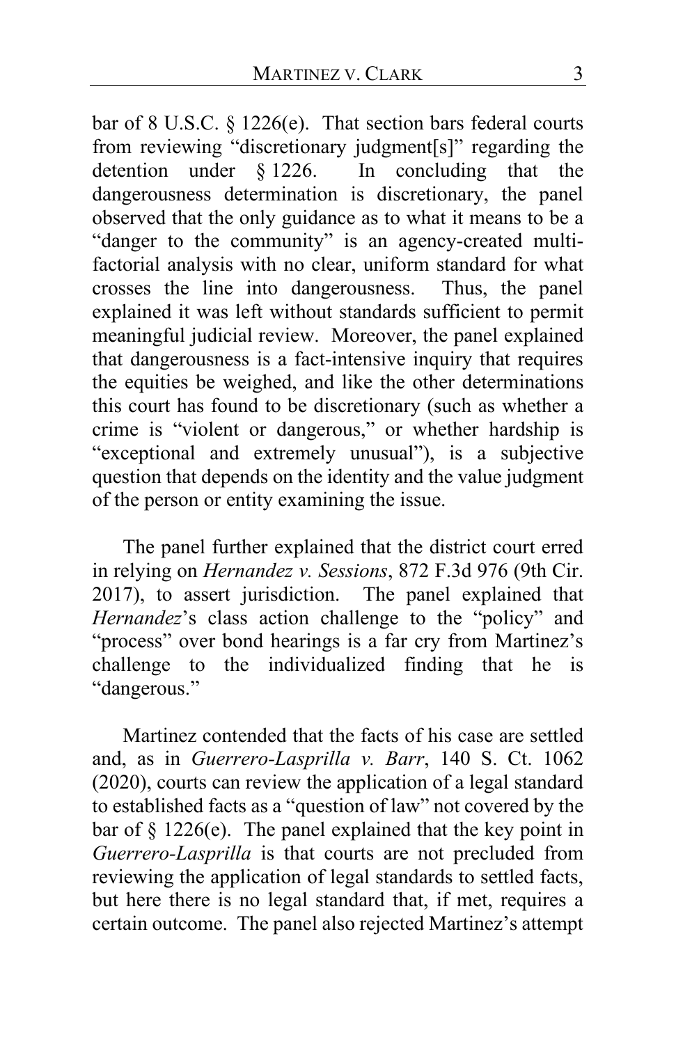bar of 8 U.S.C. § 1226(e). That section bars federal courts from reviewing "discretionary judgment[s]" regarding the detention under § 1226. In concluding that the dangerousness determination is discretionary, the panel observed that the only guidance as to what it means to be a "danger to the community" is an agency-created multi-factorial analysis with no clear, uniform standard for what crosses the line into dangerousness. Thus, the panel explained it was left without standards sufficient to permit meaningful judicial review. Moreover, the panel explained that dangerousness is a fact-intensive inquiry that requires the equities be weighed, and like the other determinations this court has found to be discretionary (such as whether a crime is "violent or dangerous," or whether hardship is "exceptional and extremely unusual"), is a subjective question that depends on the identity and the value judgment of the person or entity examining the issue.

The panel further explained that the district court erred in relying on *Hernandez v. Sessions*, 872 F.3d 976 (9th Cir. 2017), to assert jurisdiction. The panel explained that *Hernandez*'s class action challenge to the "policy" and "process" over bond hearings is a far cry from Martinez's challenge to the individualized finding that he is "dangerous."

Martinez contended that the facts of his case are settled and, as in *Guerrero-Lasprilla v. Barr*, 140 S. Ct. 1062 (2020), courts can review the application of a legal standard to established facts as a "question of law" not covered by the bar of § 1226(e). The panel explained that the key point in *Guerrero-Lasprilla* is that courts are not precluded from reviewing the application of legal standards to settled facts, but here there is no legal standard that, if met, requires a certain outcome. The panel also rejected Martinez's attempt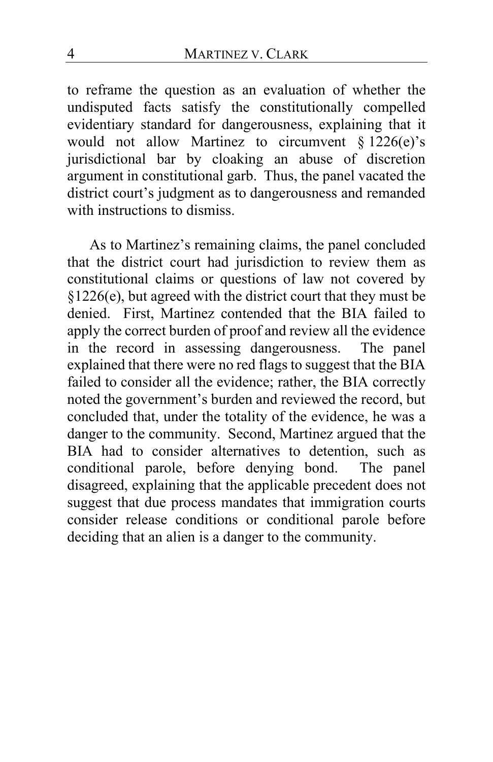to reframe the question as an evaluation of whether the undisputed facts satisfy the constitutionally compelled evidentiary standard for dangerousness, explaining that it would not allow Martinez to circumvent § 1226(e)'s jurisdictional bar by cloaking an abuse of discretion argument in constitutional garb. Thus, the panel vacated the district court's judgment as to dangerousness and remanded with instructions to dismiss.

As to Martinez's remaining claims, the panel concluded that the district court had jurisdiction to review them as constitutional claims or questions of law not covered by §1226(e), but agreed with the district court that they must be denied. First, Martinez contended that the BIA failed to apply the correct burden of proof and review all the evidence in the record in assessing dangerousness. The panel explained that there were no red flags to suggest that the BIA failed to consider all the evidence; rather, the BIA correctly noted the government's burden and reviewed the record, but concluded that, under the totality of the evidence, he was a danger to the community. Second, Martinez argued that the BIA had to consider alternatives to detention, such as conditional parole, before denying bond. The panel disagreed, explaining that the applicable precedent does not suggest that due process mandates that immigration courts consider release conditions or conditional parole before deciding that an alien is a danger to the community.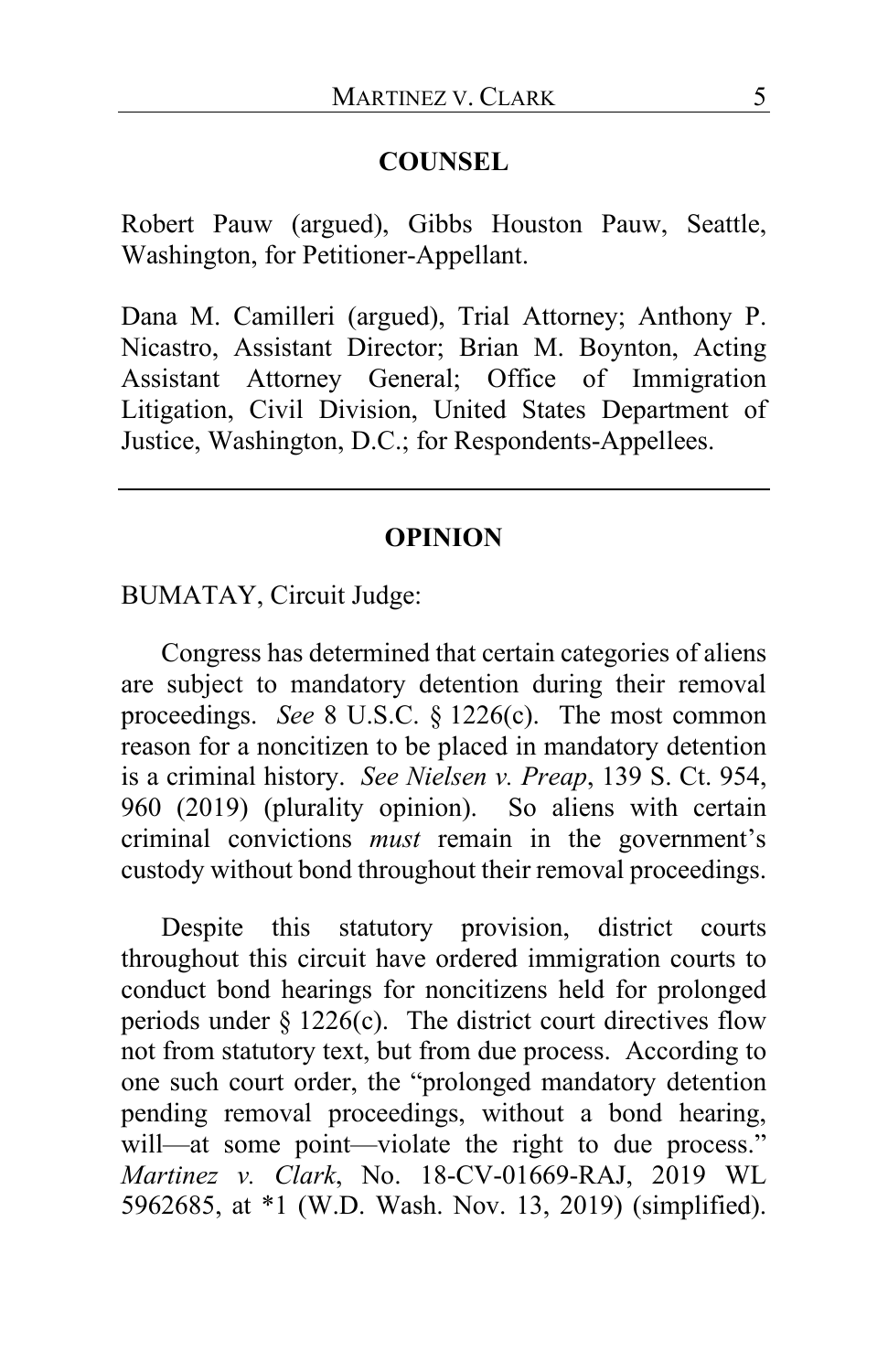## COUNSEL

Robert Pauw (argued), Gibbs Houston Pauw, Seattle, Washington, for Petitioner-Appellant.

Dana M. Camilleri (argued), Trial Attorney; Anthony P. Nicastro, Assistant Director; Brian M. Boynton, Acting Assistant Attorney General; Office of Immigration Litigation, Civil Division, United States Department of Justice, Washington, D.C.; for Respondents-Appellees.

---

## OPINION

BUMATAY, Circuit Judge:

Congress has determined that certain categories of aliens are subject to mandatory detention during their removal proceedings. *See* 8 U.S.C. § 1226(c). The most common reason for a noncitizen to be placed in mandatory detention is a criminal history. *See Nielsen v. Preap*, 139 S. Ct. 954, 960 (2019) (plurality opinion). So aliens with certain criminal convictions *must* remain in the government's custody without bond throughout their removal proceedings.

Despite this statutory provision, district courts throughout this circuit have ordered immigration courts to conduct bond hearings for noncitizens held for prolonged periods under § 1226(c). The district court directives flow not from statutory text, but from due process. According to one such court order, the "prolonged mandatory detention pending removal proceedings, without a bond hearing, will—at some point—violate the right to due process." *Martinez v. Clark*, No. 18-CV-01669-RAJ, 2019 WL 5962685, at *1 (W.D. Wash. Nov. 13, 2019) (simplified).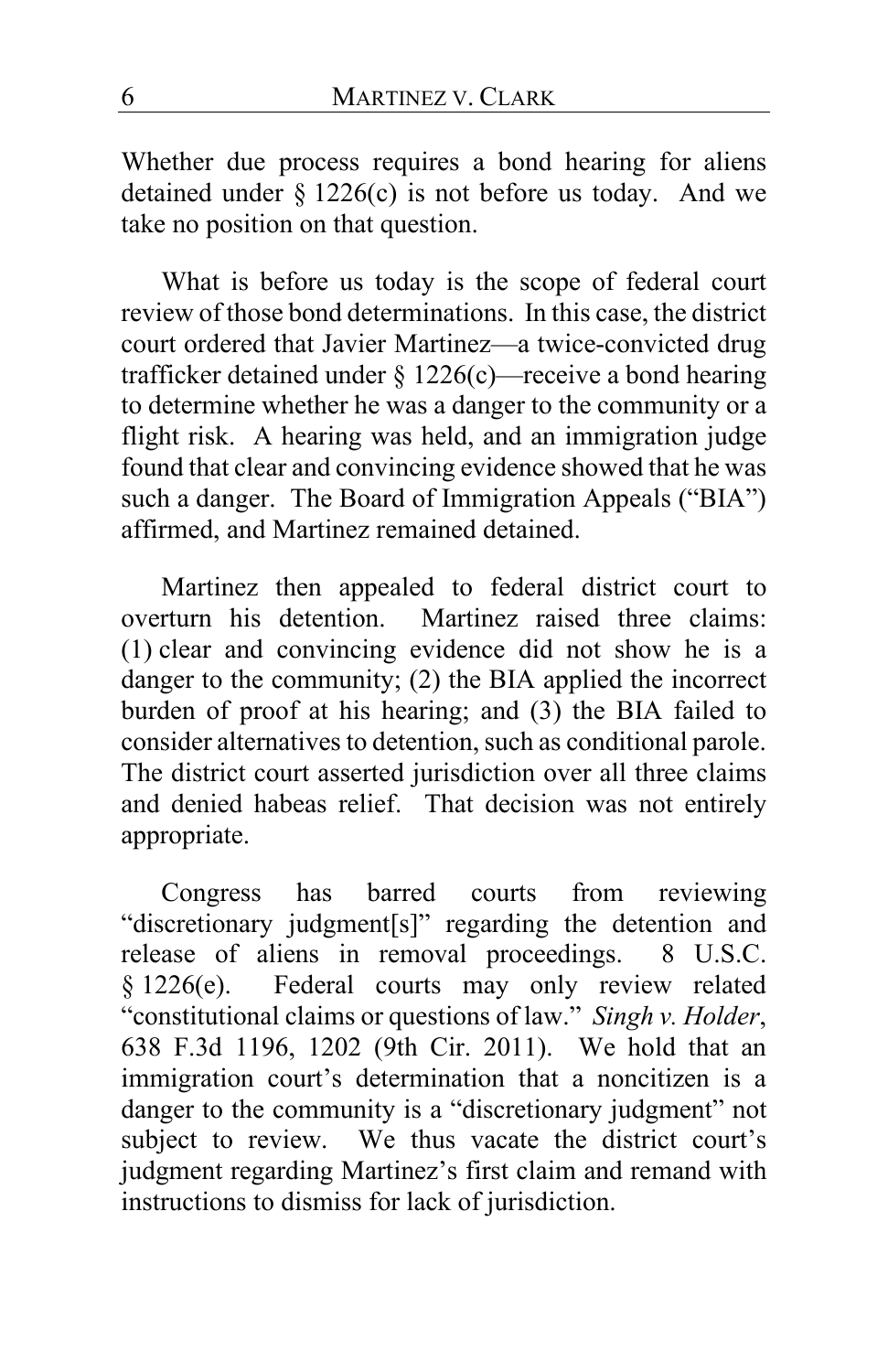Whether due process requires a bond hearing for aliens detained under § 1226(c) is not before us today. And we take no position on that question.

What is before us today is the scope of federal court review of those bond determinations. In this case, the district court ordered that Javier Martinez—a twice-convicted drug trafficker detained under § 1226(c)—receive a bond hearing to determine whether he was a danger to the community or a flight risk. A hearing was held, and an immigration judge found that clear and convincing evidence showed that he was such a danger. The Board of Immigration Appeals ("BIA") affirmed, and Martinez remained detained.

Martinez then appealed to federal district court to overturn his detention. Martinez raised three claims: (1) clear and convincing evidence did not show he is a danger to the community; (2) the BIA applied the incorrect burden of proof at his hearing; and (3) the BIA failed to consider alternatives to detention, such as conditional parole. The district court asserted jurisdiction over all three claims and denied habeas relief. That decision was not entirely appropriate.

Congress has barred courts from reviewing "discretionary judgment[s]" regarding the detention and release of aliens in removal proceedings. 8 U.S.C. § 1226(e). Federal courts may only review related "constitutional claims or questions of law." *Singh v. Holder*, 638 F.3d 1196, 1202 (9th Cir. 2011). We hold that an immigration court's determination that a noncitizen is a danger to the community is a "discretionary judgment" not subject to review. We thus vacate the district court's judgment regarding Martinez's first claim and remand with instructions to dismiss for lack of jurisdiction.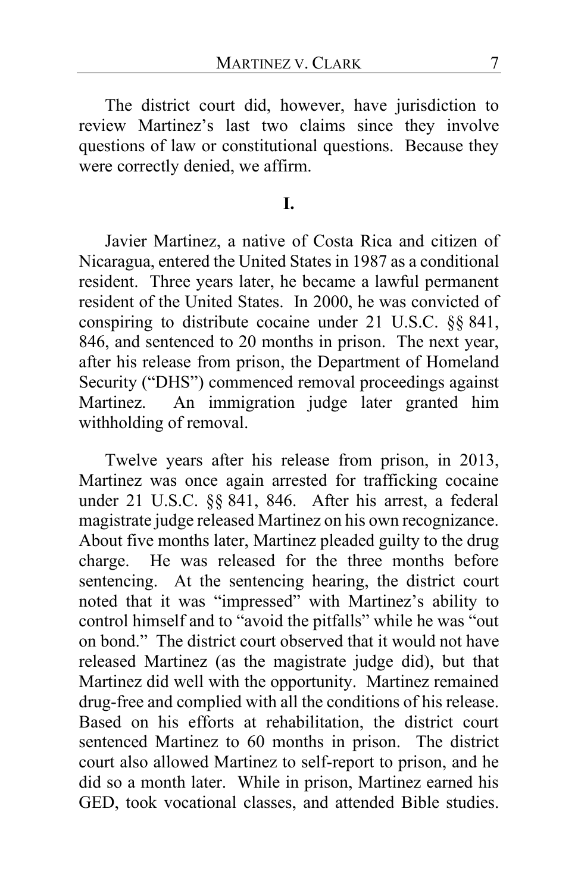The district court did, however, have jurisdiction to review Martinez's last two claims since they involve questions of law or constitutional questions. Because they were correctly denied, we affirm.

## I.

Javier Martinez, a native of Costa Rica and citizen of Nicaragua, entered the United States in 1987 as a conditional resident. Three years later, he became a lawful permanent resident of the United States. In 2000, he was convicted of conspiring to distribute cocaine under 21 U.S.C. §§ 841, 846, and sentenced to 20 months in prison. The next year, after his release from prison, the Department of Homeland Security ("DHS") commenced removal proceedings against Martinez. An immigration judge later granted him withholding of removal.

Twelve years after his release from prison, in 2013, Martinez was once again arrested for trafficking cocaine under 21 U.S.C. §§ 841, 846. After his arrest, a federal magistrate judge released Martinez on his own recognizance. About five months later, Martinez pleaded guilty to the drug charge. He was released for the three months before sentencing. At the sentencing hearing, the district court noted that it was "impressed" with Martinez's ability to control himself and to "avoid the pitfalls" while he was "out on bond." The district court observed that it would not have released Martinez (as the magistrate judge did), but that Martinez did well with the opportunity. Martinez remained drug-free and complied with all the conditions of his release. Based on his efforts at rehabilitation, the district court sentenced Martinez to 60 months in prison. The district court also allowed Martinez to self-report to prison, and he did so a month later. While in prison, Martinez earned his GED, took vocational classes, and attended Bible studies.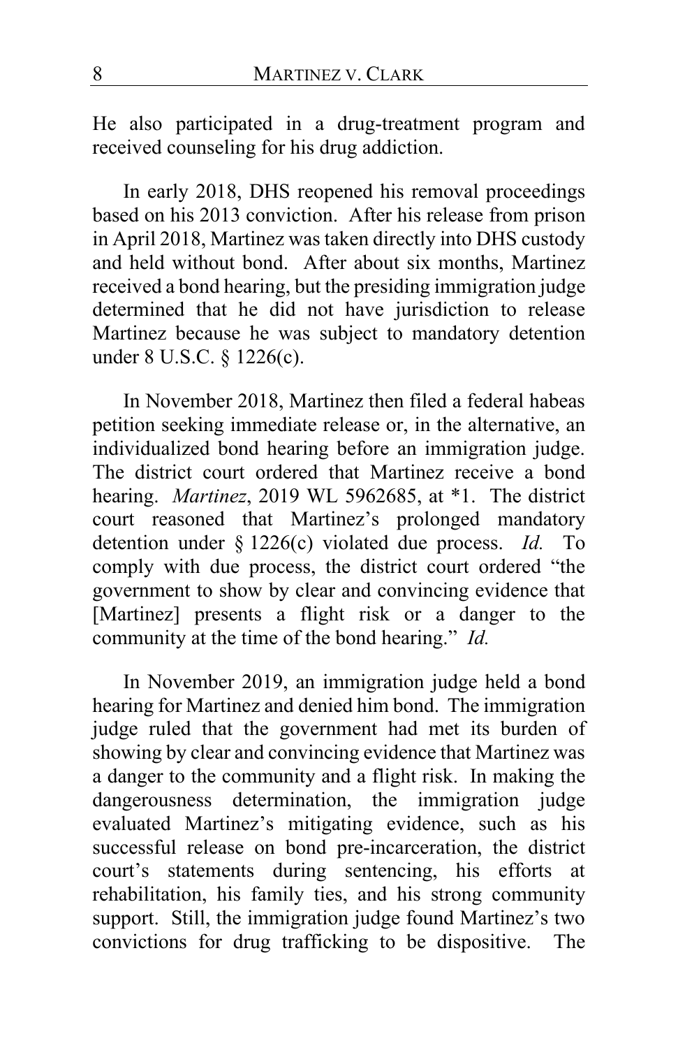He also participated in a drug-treatment program and received counseling for his drug addiction.

In early 2018, DHS reopened his removal proceedings based on his 2013 conviction. After his release from prison in April 2018, Martinez was taken directly into DHS custody and held without bond. After about six months, Martinez received a bond hearing, but the presiding immigration judge determined that he did not have jurisdiction to release Martinez because he was subject to mandatory detention under 8 U.S.C. § 1226(c).

In November 2018, Martinez then filed a federal habeas petition seeking immediate release or, in the alternative, an individualized bond hearing before an immigration judge. The district court ordered that Martinez receive a bond hearing. *Martinez*, 2019 WL 5962685, at *1. The district court reasoned that Martinez's prolonged mandatory detention under § 1226(c) violated due process. *Id.* To comply with due process, the district court ordered "the government to show by clear and convincing evidence that [Martinez] presents a flight risk or a danger to the community at the time of the bond hearing." *Id.*

In November 2019, an immigration judge held a bond hearing for Martinez and denied him bond. The immigration judge ruled that the government had met its burden of showing by clear and convincing evidence that Martinez was a danger to the community and a flight risk. In making the dangerousness determination, the immigration judge evaluated Martinez's mitigating evidence, such as his successful release on bond pre-incarceration, the district court's statements during sentencing, his efforts at rehabilitation, his family ties, and his strong community support. Still, the immigration judge found Martinez's two convictions for drug trafficking to be dispositive. The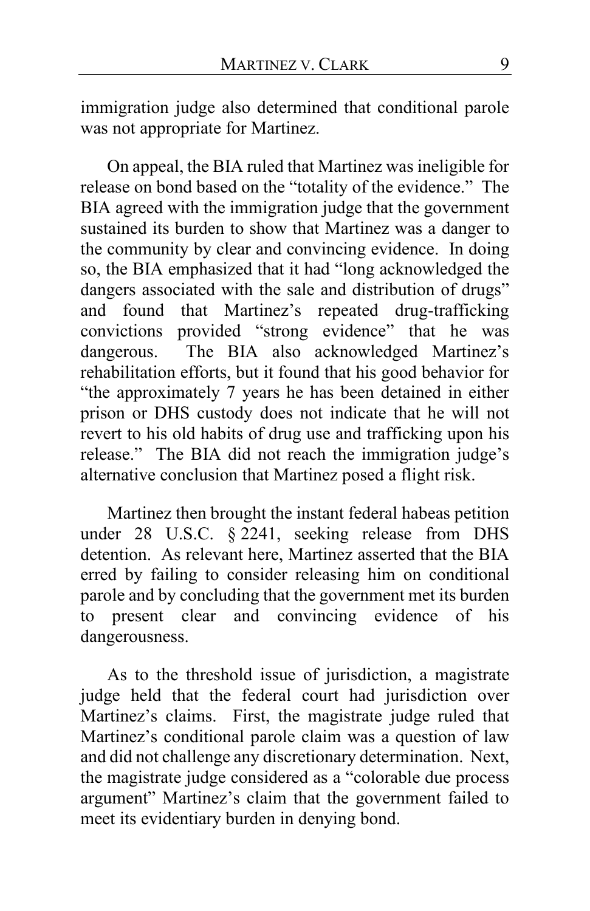immigration judge also determined that conditional parole was not appropriate for Martinez.

On appeal, the BIA ruled that Martinez was ineligible for release on bond based on the "totality of the evidence." The BIA agreed with the immigration judge that the government sustained its burden to show that Martinez was a danger to the community by clear and convincing evidence. In doing so, the BIA emphasized that it had "long acknowledged the dangers associated with the sale and distribution of drugs" and found that Martinez's repeated drug-trafficking convictions provided "strong evidence" that he was dangerous. The BIA also acknowledged Martinez's rehabilitation efforts, but it found that his good behavior for "the approximately 7 years he has been detained in either prison or DHS custody does not indicate that he will not revert to his old habits of drug use and trafficking upon his release." The BIA did not reach the immigration judge's alternative conclusion that Martinez posed a flight risk.

Martinez then brought the instant federal habeas petition under 28 U.S.C. § 2241, seeking release from DHS detention. As relevant here, Martinez asserted that the BIA erred by failing to consider releasing him on conditional parole and by concluding that the government met its burden to present clear and convincing evidence of his dangerousness.

As to the threshold issue of jurisdiction, a magistrate judge held that the federal court had jurisdiction over Martinez's claims. First, the magistrate judge ruled that Martinez's conditional parole claim was a question of law and did not challenge any discretionary determination. Next, the magistrate judge considered as a "colorable due process argument" Martinez's claim that the government failed to meet its evidentiary burden in denying bond.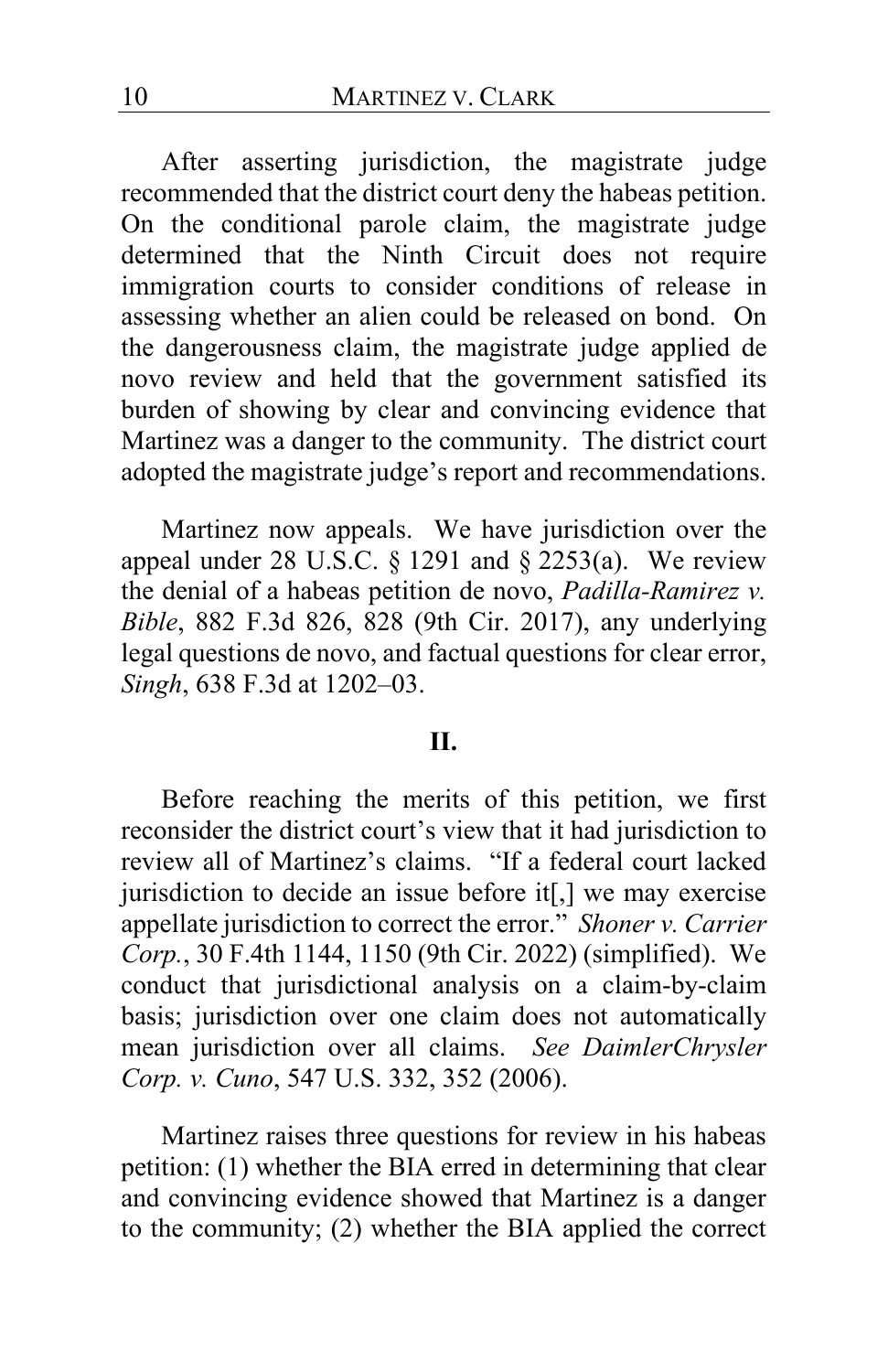After asserting jurisdiction, the magistrate judge recommended that the district court deny the habeas petition. On the conditional parole claim, the magistrate judge determined that the Ninth Circuit does not require immigration courts to consider conditions of release in assessing whether an alien could be released on bond. On the dangerousness claim, the magistrate judge applied de novo review and held that the government satisfied its burden of showing by clear and convincing evidence that Martinez was a danger to the community. The district court adopted the magistrate judge's report and recommendations.

Martinez now appeals. We have jurisdiction over the appeal under 28 U.S.C. § 1291 and § 2253(a). We review the denial of a habeas petition de novo, *Padilla-Ramirez v. Bible*, 882 F.3d 826, 828 (9th Cir. 2017), any underlying legal questions de novo, and factual questions for clear error, *Singh*, 638 F.3d at 1202–03.

## II.

Before reaching the merits of this petition, we first reconsider the district court's view that it had jurisdiction to review all of Martinez's claims. "If a federal court lacked jurisdiction to decide an issue before it[,] we may exercise appellate jurisdiction to correct the error." *Shoner v. Carrier Corp.*, 30 F.4th 1144, 1150 (9th Cir. 2022) (simplified). We conduct that jurisdictional analysis on a claim-by-claim basis; jurisdiction over one claim does not automatically mean jurisdiction over all claims. *See DaimlerChrysler Corp. v. Cuno*, 547 U.S. 332, 352 (2006).

Martinez raises three questions for review in his habeas petition: (1) whether the BIA erred in determining that clear and convincing evidence showed that Martinez is a danger to the community; (2) whether the BIA applied the correct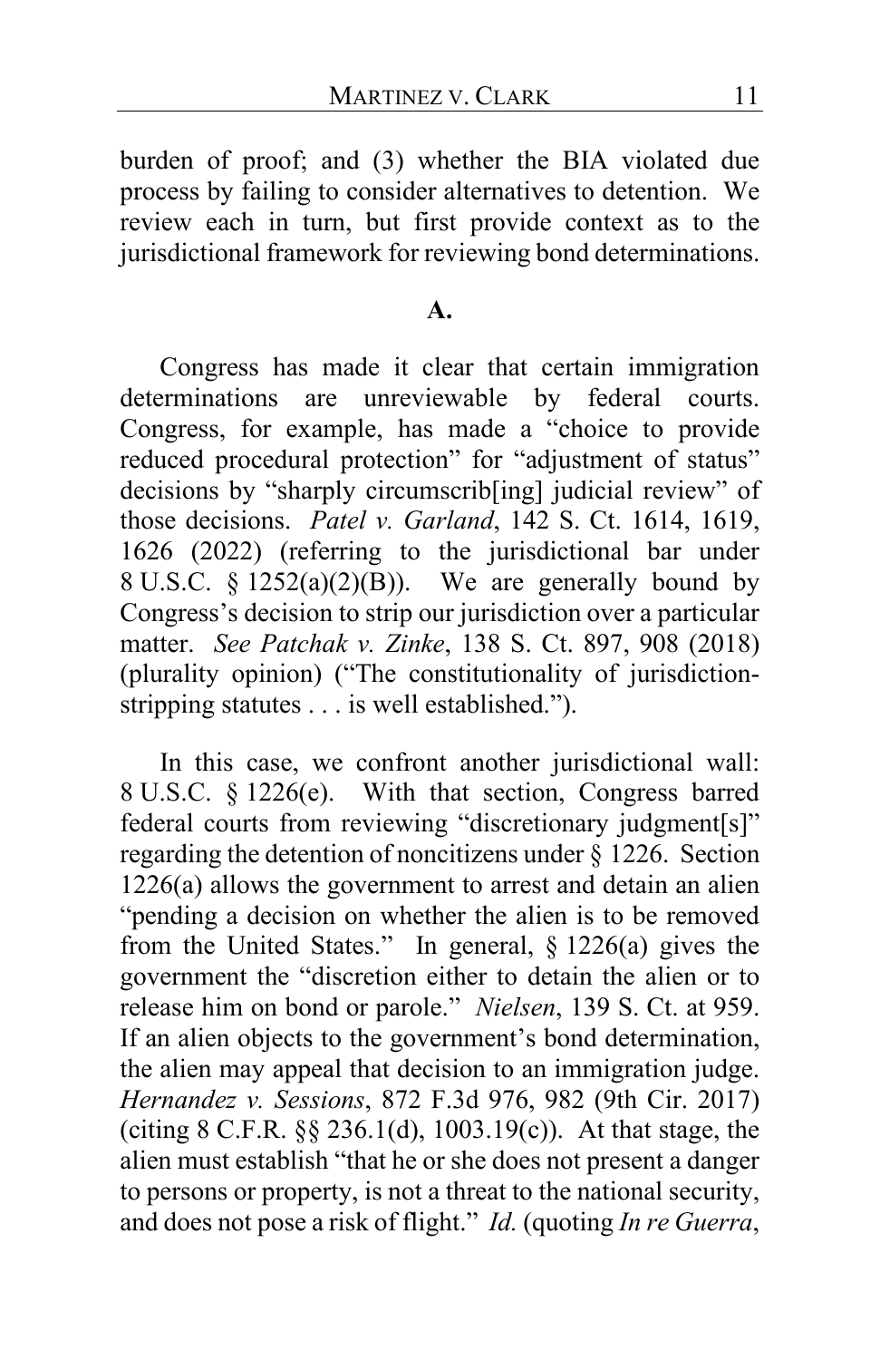burden of proof; and (3) whether the BIA violated due process by failing to consider alternatives to detention. We review each in turn, but first provide context as to the jurisdictional framework for reviewing bond determinations.

**A.**

Congress has made it clear that certain immigration determinations are unreviewable by federal courts. Congress, for example, has made a "choice to provide reduced procedural protection" for "adjustment of status" decisions by "sharply circumscrib[ing] judicial review" of those decisions. *Patel v. Garland*, 142 S. Ct. 1614, 1619, 1626 (2022) (referring to the jurisdictional bar under 8 U.S.C. § 1252(a)(2)(B)). We are generally bound by Congress's decision to strip our jurisdiction over a particular matter. *See Patchak v. Zinke*, 138 S. Ct. 897, 908 (2018) (plurality opinion) ("The constitutionality of jurisdiction-stripping statutes . . . is well established.").

In this case, we confront another jurisdictional wall: 8 U.S.C. § 1226(e). With that section, Congress barred federal courts from reviewing "discretionary judgment[s]" regarding the detention of noncitizens under § 1226. Section 1226(a) allows the government to arrest and detain an alien "pending a decision on whether the alien is to be removed from the United States." In general, § 1226(a) gives the government the "discretion either to detain the alien or to release him on bond or parole." *Nielsen*, 139 S. Ct. at 959. If an alien objects to the government's bond determination, the alien may appeal that decision to an immigration judge. *Hernandez v. Sessions*, 872 F.3d 976, 982 (9th Cir. 2017) (citing 8 C.F.R. §§ 236.1(d), 1003.19(c)). At that stage, the alien must establish "that he or she does not present a danger to persons or property, is not a threat to the national security, and does not pose a risk of flight." *Id.* (quoting *In re Guerra*,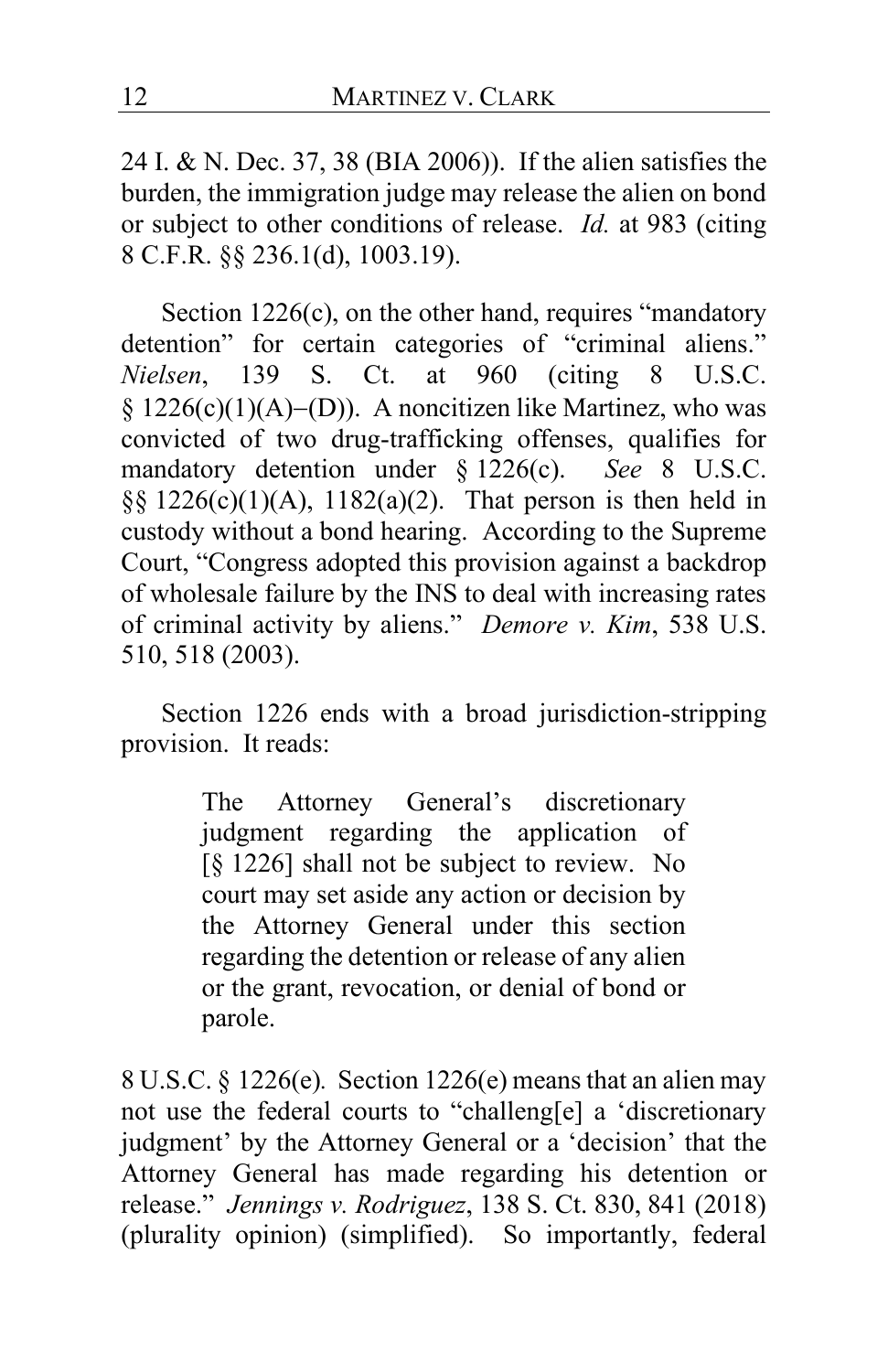24 I. & N. Dec. 37, 38 (BIA 2006)). If the alien satisfies the burden, the immigration judge may release the alien on bond or subject to other conditions of release. *Id.* at 983 (citing 8 C.F.R. §§ 236.1(d), 1003.19).

Section 1226(c), on the other hand, requires "mandatory detention" for certain categories of "criminal aliens." *Nielsen*, 139 S. Ct. at 960 (citing 8 U.S.C. § 1226(c)(1)(A)−(D)). A noncitizen like Martinez, who was convicted of two drug-trafficking offenses, qualifies for mandatory detention under § 1226(c). *See* 8 U.S.C. §§ 1226(c)(1)(A), 1182(a)(2). That person is then held in custody without a bond hearing. According to the Supreme Court, "Congress adopted this provision against a backdrop of wholesale failure by the INS to deal with increasing rates of criminal activity by aliens." *Demore v. Kim*, 538 U.S. 510, 518 (2003).

Section 1226 ends with a broad jurisdiction-stripping provision. It reads:

> The Attorney General's discretionary judgment regarding the application of [§ 1226] shall not be subject to review. No court may set aside any action or decision by the Attorney General under this section regarding the detention or release of any alien or the grant, revocation, or denial of bond or parole.

8 U.S.C. § 1226(e). Section 1226(e) means that an alien may not use the federal courts to "challeng[e] a 'discretionary judgment' by the Attorney General or a 'decision' that the Attorney General has made regarding his detention or release." *Jennings v. Rodriguez*, 138 S. Ct. 830, 841 (2018) (plurality opinion) (simplified). So importantly, federal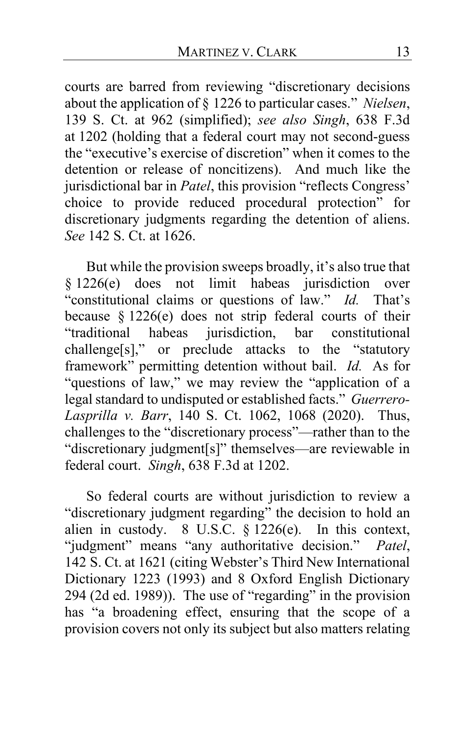courts are barred from reviewing "discretionary decisions about the application of § 1226 to particular cases." *Nielsen*, 139 S. Ct. at 962 (simplified); *see also Singh*, 638 F.3d at 1202 (holding that a federal court may not second-guess the "executive's exercise of discretion" when it comes to the detention or release of noncitizens). And much like the jurisdictional bar in *Patel*, this provision "reflects Congress' choice to provide reduced procedural protection" for discretionary judgments regarding the detention of aliens. *See* 142 S. Ct. at 1626.

But while the provision sweeps broadly, it's also true that § 1226(e) does not limit habeas jurisdiction over "constitutional claims or questions of law." *Id.* That's because § 1226(e) does not strip federal courts of their "traditional habeas jurisdiction, bar constitutional challenge[s]," or preclude attacks to the "statutory framework" permitting detention without bail. *Id.* As for "questions of law," we may review the "application of a legal standard to undisputed or established facts." *Guerrero-Lasprilla v. Barr*, 140 S. Ct. 1062, 1068 (2020). Thus, challenges to the "discretionary process"—rather than to the "discretionary judgment[s]" themselves—are reviewable in federal court. *Singh*, 638 F.3d at 1202.

So federal courts are without jurisdiction to review a "discretionary judgment regarding" the decision to hold an alien in custody. 8 U.S.C. § 1226(e). In this context, "judgment" means "any authoritative decision." *Patel*, 142 S. Ct. at 1621 (citing Webster's Third New International Dictionary 1223 (1993) and 8 Oxford English Dictionary 294 (2d ed. 1989)). The use of "regarding" in the provision has "a broadening effect, ensuring that the scope of a provision covers not only its subject but also matters relating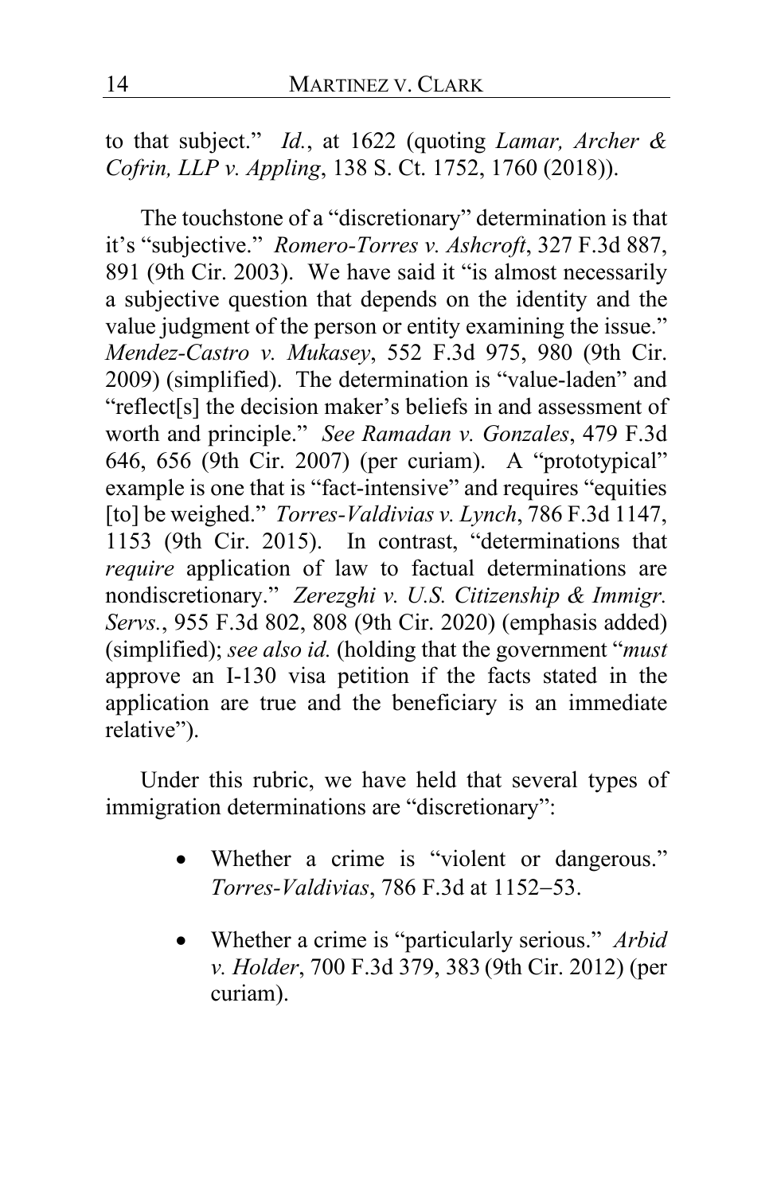to that subject." *Id.*, at 1622 (quoting *Lamar, Archer & Cofrin, LLP v. Appling*, 138 S. Ct. 1752, 1760 (2018)).

The touchstone of a "discretionary" determination is that it's "subjective." *Romero-Torres v. Ashcroft*, 327 F.3d 887, 891 (9th Cir. 2003). We have said it "is almost necessarily a subjective question that depends on the identity and the value judgment of the person or entity examining the issue." *Mendez-Castro v. Mukasey*, 552 F.3d 975, 980 (9th Cir. 2009) (simplified). The determination is "value-laden" and "reflect[s] the decision maker's beliefs in and assessment of worth and principle." *See Ramadan v. Gonzales*, 479 F.3d 646, 656 (9th Cir. 2007) (per curiam). A "prototypical" example is one that is "fact-intensive" and requires "equities [to] be weighed." *Torres-Valdivias v. Lynch*, 786 F.3d 1147, 1153 (9th Cir. 2015). In contrast, "determinations that *require* application of law to factual determinations are nondiscretionary." *Zerezghi v. U.S. Citizenship & Immigr. Servs.*, 955 F.3d 802, 808 (9th Cir. 2020) (emphasis added) (simplified); *see also id.* (holding that the government "*must* approve an I-130 visa petition if the facts stated in the application are true and the beneficiary is an immediate relative").

Under this rubric, we have held that several types of immigration determinations are "discretionary":

- Whether a crime is "violent or dangerous." *Torres-Valdivias*, 786 F.3d at 1152−53.
- Whether a crime is "particularly serious." *Arbid v. Holder*, 700 F.3d 379, 383 (9th Cir. 2012) (per curiam).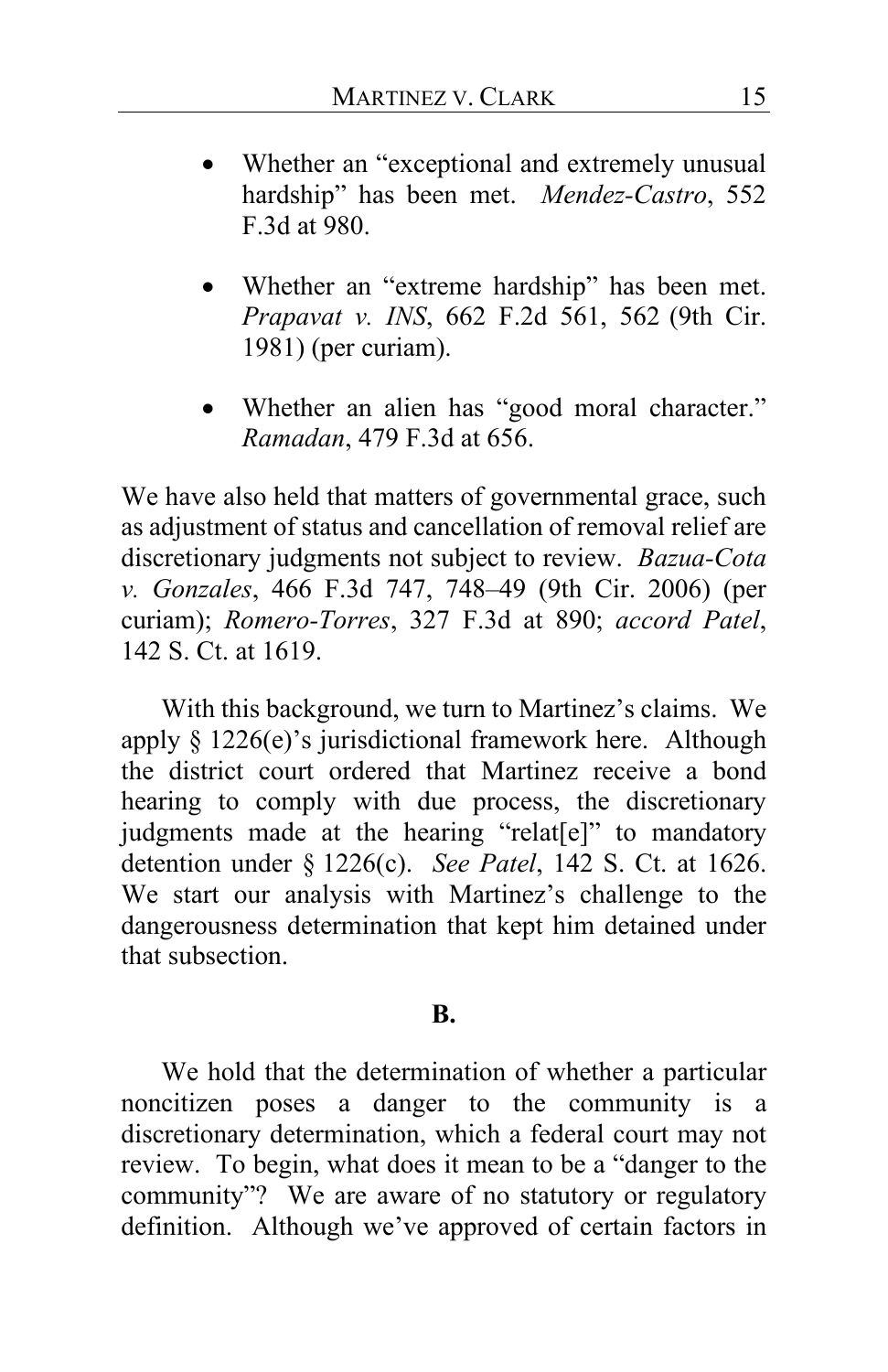- Whether an "exceptional and extremely unusual hardship" has been met. *Mendez-Castro*, 552 F.3d at 980.

- Whether an "extreme hardship" has been met. *Prapavat v. INS*, 662 F.2d 561, 562 (9th Cir. 1981) (per curiam).

- Whether an alien has "good moral character." *Ramadan*, 479 F.3d at 656.

We have also held that matters of governmental grace, such as adjustment of status and cancellation of removal relief are discretionary judgments not subject to review. *Bazua-Cota v. Gonzales*, 466 F.3d 747, 748–49 (9th Cir. 2006) (per curiam); *Romero-Torres*, 327 F.3d at 890; *accord Patel*, 142 S. Ct. at 1619.

With this background, we turn to Martinez's claims. We apply § 1226(e)'s jurisdictional framework here. Although the district court ordered that Martinez receive a bond hearing to comply with due process, the discretionary judgments made at the hearing "relat[e]" to mandatory detention under § 1226(c). *See Patel*, 142 S. Ct. at 1626. We start our analysis with Martinez's challenge to the dangerousness determination that kept him detained under that subsection.

**B.**

We hold that the determination of whether a particular noncitizen poses a danger to the community is a discretionary determination, which a federal court may not review. To begin, what does it mean to be a "danger to the community"? We are aware of no statutory or regulatory definition. Although we've approved of certain factors in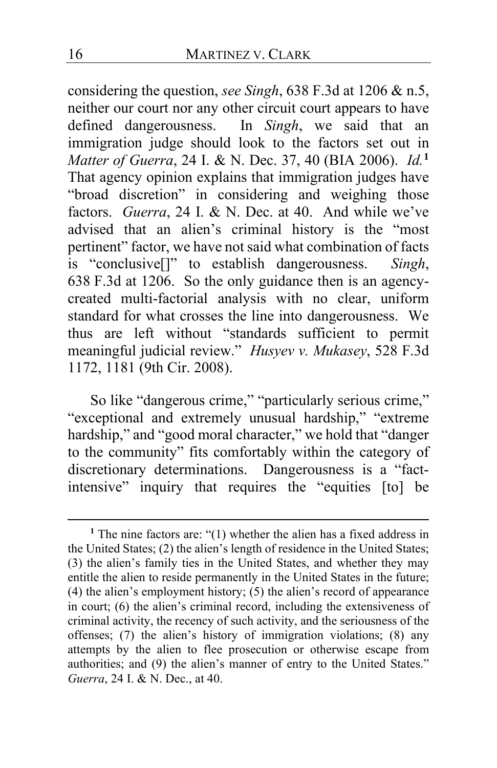considering the question, *see Singh*, 638 F.3d at 1206 & n.5, neither our court nor any other circuit court appears to have defined dangerousness. In *Singh*, we said that an immigration judge should look to the factors set out in *Matter of Guerra*, 24 I. & N. Dec. 37, 40 (BIA 2006). *Id.*[1] That agency opinion explains that immigration judges have "broad discretion" in considering and weighing those factors. *Guerra*, 24 I. & N. Dec. at 40. And while we've advised that an alien's criminal history is the "most pertinent" factor, we have not said what combination of facts is "conclusive[]" to establish dangerousness. *Singh*, 638 F.3d at 1206. So the only guidance then is an agency-created multi-factorial analysis with no clear, uniform standard for what crosses the line into dangerousness. We thus are left without "standards sufficient to permit meaningful judicial review." *Husyev v. Mukasey*, 528 F.3d 1172, 1181 (9th Cir. 2008).

So like "dangerous crime," "particularly serious crime," "exceptional and extremely unusual hardship," "extreme hardship," and "good moral character," we hold that "danger to the community" fits comfortably within the category of discretionary determinations. Dangerousness is a "fact-intensive" inquiry that requires the "equities [to] be

---

[1] The nine factors are: "(1) whether the alien has a fixed address in the United States; (2) the alien's length of residence in the United States; (3) the alien's family ties in the United States, and whether they may entitle the alien to reside permanently in the United States in the future; (4) the alien's employment history; (5) the alien's record of appearance in court; (6) the alien's criminal record, including the extensiveness of criminal activity, the recency of such activity, and the seriousness of the offenses; (7) the alien's history of immigration violations; (8) any attempts by the alien to flee prosecution or otherwise escape from authorities; and (9) the alien's manner of entry to the United States." *Guerra*, 24 I. & N. Dec., at 40.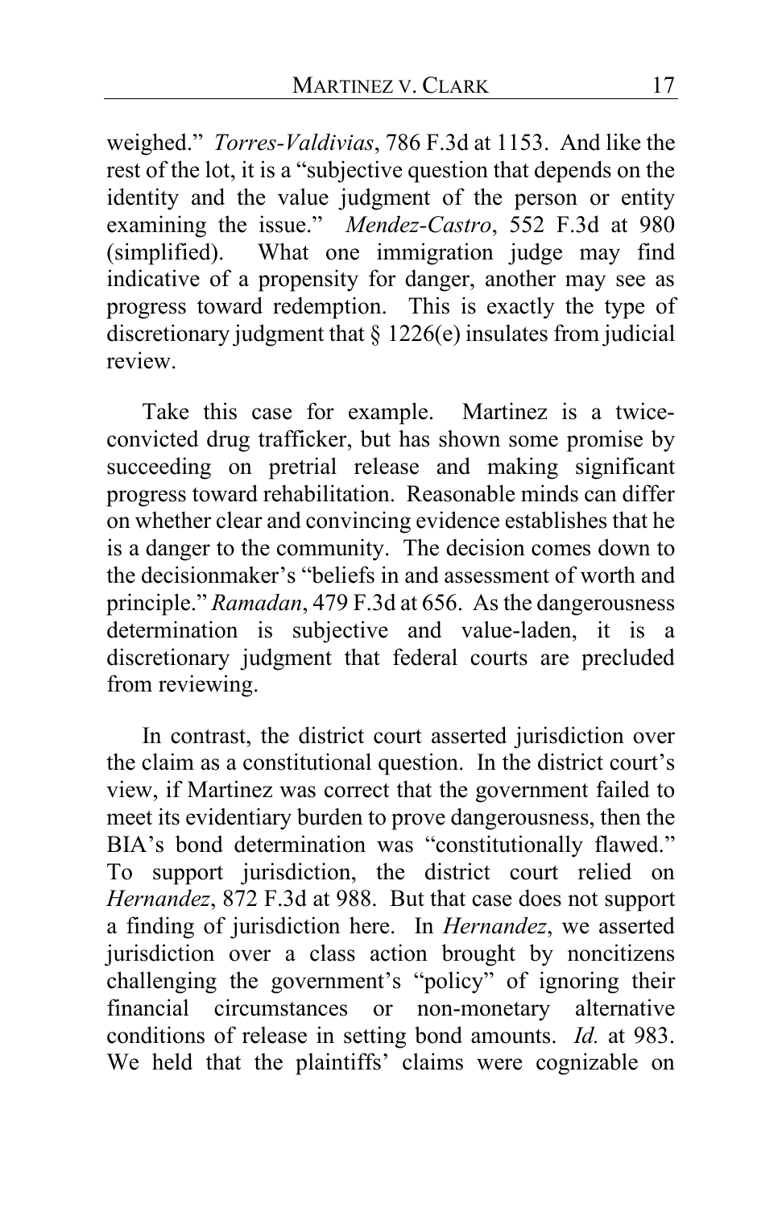weighed." *Torres-Valdivias*, 786 F.3d at 1153. And like the rest of the lot, it is a "subjective question that depends on the identity and the value judgment of the person or entity examining the issue." *Mendez-Castro*, 552 F.3d at 980 (simplified). What one immigration judge may find indicative of a propensity for danger, another may see as progress toward redemption. This is exactly the type of discretionary judgment that § 1226(e) insulates from judicial review.

Take this case for example. Martinez is a twice-convicted drug trafficker, but has shown some promise by succeeding on pretrial release and making significant progress toward rehabilitation. Reasonable minds can differ on whether clear and convincing evidence establishes that he is a danger to the community. The decision comes down to the decisionmaker's "beliefs in and assessment of worth and principle." *Ramadan*, 479 F.3d at 656. As the dangerousness determination is subjective and value-laden, it is a discretionary judgment that federal courts are precluded from reviewing.

In contrast, the district court asserted jurisdiction over the claim as a constitutional question. In the district court's view, if Martinez was correct that the government failed to meet its evidentiary burden to prove dangerousness, then the BIA's bond determination was "constitutionally flawed." To support jurisdiction, the district court relied on *Hernandez*, 872 F.3d at 988. But that case does not support a finding of jurisdiction here. In *Hernandez*, we asserted jurisdiction over a class action brought by noncitizens challenging the government's "policy" of ignoring their financial circumstances or non-monetary alternative conditions of release in setting bond amounts. *Id.* at 983. We held that the plaintiffs' claims were cognizable on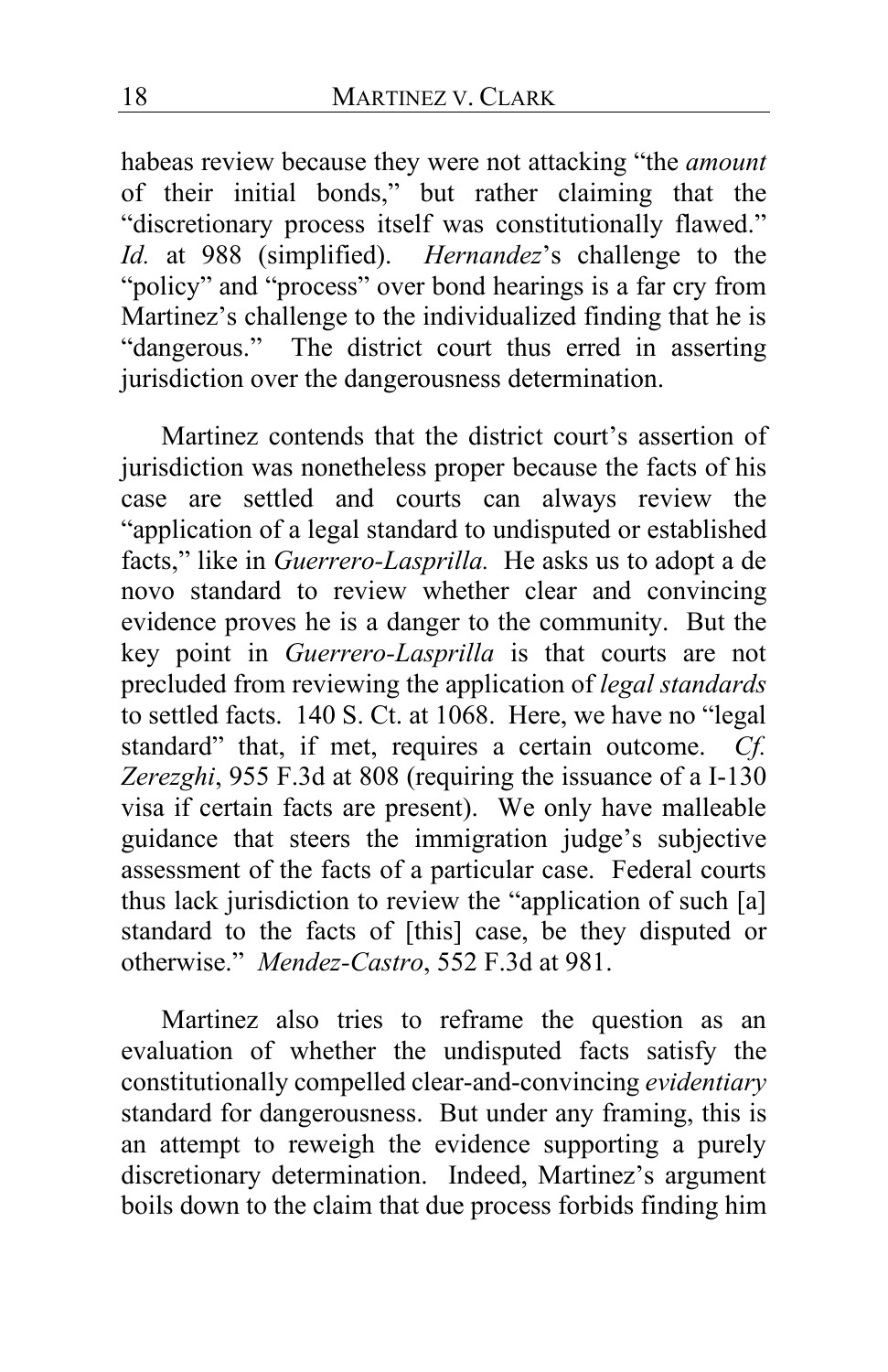habeas review because they were not attacking "the *amount* of their initial bonds," but rather claiming that the "discretionary process itself was constitutionally flawed." *Id.* at 988 (simplified). *Hernandez*'s challenge to the "policy" and "process" over bond hearings is a far cry from Martinez's challenge to the individualized finding that he is "dangerous." The district court thus erred in asserting jurisdiction over the dangerousness determination.

Martinez contends that the district court's assertion of jurisdiction was nonetheless proper because the facts of his case are settled and courts can always review the "application of a legal standard to undisputed or established facts," like in *Guerrero-Lasprilla.* He asks us to adopt a de novo standard to review whether clear and convincing evidence proves he is a danger to the community. But the key point in *Guerrero-Lasprilla* is that courts are not precluded from reviewing the application of *legal standards* to settled facts. 140 S. Ct. at 1068. Here, we have no "legal standard" that, if met, requires a certain outcome. *Cf. Zerezghi*, 955 F.3d at 808 (requiring the issuance of a I-130 visa if certain facts are present). We only have malleable guidance that steers the immigration judge's subjective assessment of the facts of a particular case. Federal courts thus lack jurisdiction to review the "application of such [a] standard to the facts of [this] case, be they disputed or otherwise." *Mendez-Castro*, 552 F.3d at 981.

Martinez also tries to reframe the question as an evaluation of whether the undisputed facts satisfy the constitutionally compelled clear-and-convincing *evidentiary* standard for dangerousness. But under any framing, this is an attempt to reweigh the evidence supporting a purely discretionary determination. Indeed, Martinez's argument boils down to the claim that due process forbids finding him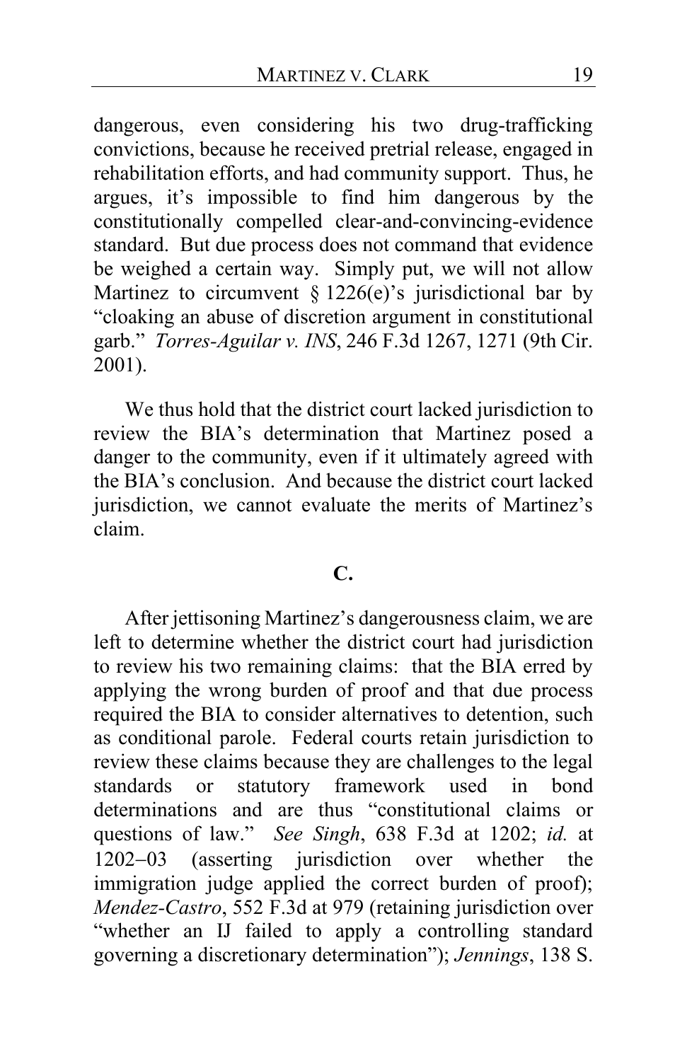dangerous, even considering his two drug-trafficking convictions, because he received pretrial release, engaged in rehabilitation efforts, and had community support. Thus, he argues, it's impossible to find him dangerous by the constitutionally compelled clear-and-convincing-evidence standard. But due process does not command that evidence be weighed a certain way. Simply put, we will not allow Martinez to circumvent § 1226(e)'s jurisdictional bar by "cloaking an abuse of discretion argument in constitutional garb." *Torres-Aguilar v. INS*, 246 F.3d 1267, 1271 (9th Cir. 2001).

We thus hold that the district court lacked jurisdiction to review the BIA's determination that Martinez posed a danger to the community, even if it ultimately agreed with the BIA's conclusion. And because the district court lacked jurisdiction, we cannot evaluate the merits of Martinez's claim.

**C.**

After jettisoning Martinez's dangerousness claim, we are left to determine whether the district court had jurisdiction to review his two remaining claims: that the BIA erred by applying the wrong burden of proof and that due process required the BIA to consider alternatives to detention, such as conditional parole. Federal courts retain jurisdiction to review these claims because they are challenges to the legal standards or statutory framework used in bond determinations and are thus "constitutional claims or questions of law." *See Singh*, 638 F.3d at 1202; *id.* at 1202–03 (asserting jurisdiction over whether the immigration judge applied the correct burden of proof); *Mendez-Castro*, 552 F.3d at 979 (retaining jurisdiction over "whether an IJ failed to apply a controlling standard governing a discretionary determination"); *Jennings*, 138 S.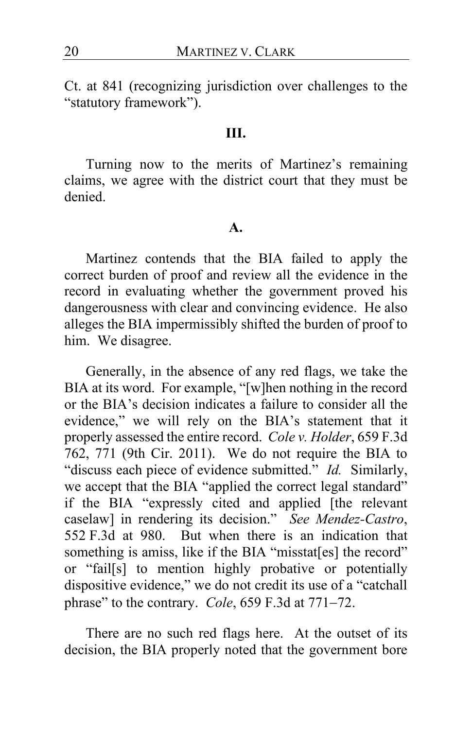Ct. at 841 (recognizing jurisdiction over challenges to the "statutory framework").

### III.

Turning now to the merits of Martinez's remaining claims, we agree with the district court that they must be denied.

#### A.

Martinez contends that the BIA failed to apply the correct burden of proof and review all the evidence in the record in evaluating whether the government proved his dangerousness with clear and convincing evidence. He also alleges the BIA impermissibly shifted the burden of proof to him. We disagree.

Generally, in the absence of any red flags, we take the BIA at its word. For example, "[w]hen nothing in the record or the BIA's decision indicates a failure to consider all the evidence," we will rely on the BIA's statement that it properly assessed the entire record. *Cole v. Holder*, 659 F.3d 762, 771 (9th Cir. 2011). We do not require the BIA to "discuss each piece of evidence submitted." *Id.* Similarly, we accept that the BIA "applied the correct legal standard" if the BIA "expressly cited and applied [the relevant caselaw] in rendering its decision." *See Mendez-Castro*, 552 F.3d at 980. But when there is an indication that something is amiss, like if the BIA "misstat[es] the record" or "fail[s] to mention highly probative or potentially dispositive evidence," we do not credit its use of a "catchall phrase" to the contrary. *Cole*, 659 F.3d at 771–72.

There are no such red flags here. At the outset of its decision, the BIA properly noted that the government bore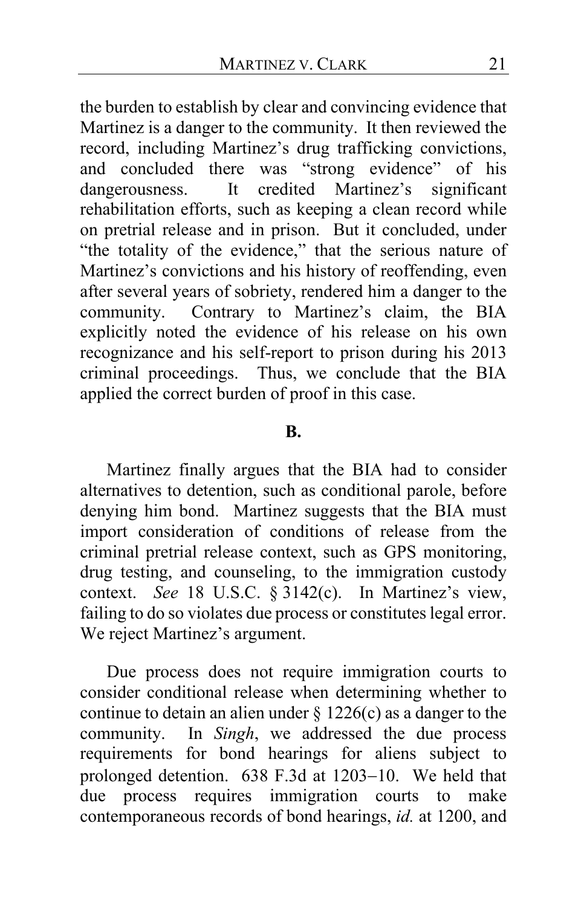the burden to establish by clear and convincing evidence that Martinez is a danger to the community. It then reviewed the record, including Martinez's drug trafficking convictions, and concluded there was "strong evidence" of his dangerousness. It credited Martinez's significant rehabilitation efforts, such as keeping a clean record while on pretrial release and in prison. But it concluded, under "the totality of the evidence," that the serious nature of Martinez's convictions and his history of reoffending, even after several years of sobriety, rendered him a danger to the community. Contrary to Martinez's claim, the BIA explicitly noted the evidence of his release on his own recognizance and his self-report to prison during his 2013 criminal proceedings. Thus, we conclude that the BIA applied the correct burden of proof in this case.

**B.**

Martinez finally argues that the BIA had to consider alternatives to detention, such as conditional parole, before denying him bond. Martinez suggests that the BIA must import consideration of conditions of release from the criminal pretrial release context, such as GPS monitoring, drug testing, and counseling, to the immigration custody context. *See* 18 U.S.C. § 3142(c). In Martinez's view, failing to do so violates due process or constitutes legal error. We reject Martinez's argument.

Due process does not require immigration courts to consider conditional release when determining whether to continue to detain an alien under § 1226(c) as a danger to the community. In *Singh*, we addressed the due process requirements for bond hearings for aliens subject to prolonged detention. 638 F.3d at 1203–10. We held that due process requires immigration courts to make contemporaneous records of bond hearings, *id.* at 1200, and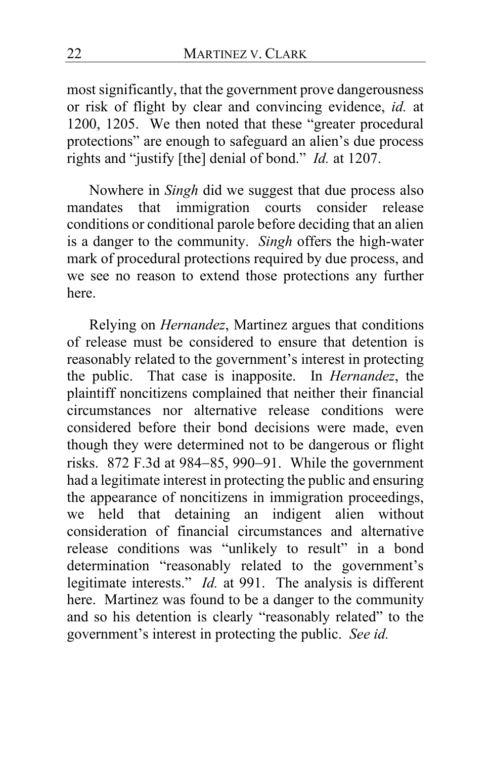most significantly, that the government prove dangerousness or risk of flight by clear and convincing evidence, *id.* at 1200, 1205. We then noted that these "greater procedural protections" are enough to safeguard an alien's due process rights and "justify [the] denial of bond." *Id.* at 1207.

Nowhere in *Singh* did we suggest that due process also mandates that immigration courts consider release conditions or conditional parole before deciding that an alien is a danger to the community. *Singh* offers the high-water mark of procedural protections required by due process, and we see no reason to extend those protections any further here.

Relying on *Hernandez*, Martinez argues that conditions of release must be considered to ensure that detention is reasonably related to the government's interest in protecting the public. That case is inapposite. In *Hernandez*, the plaintiff noncitizens complained that neither their financial circumstances nor alternative release conditions were considered before their bond decisions were made, even though they were determined not to be dangerous or flight risks. 872 F.3d at 984–85, 990–91. While the government had a legitimate interest in protecting the public and ensuring the appearance of noncitizens in immigration proceedings, we held that detaining an indigent alien without consideration of financial circumstances and alternative release conditions was "unlikely to result" in a bond determination "reasonably related to the government's legitimate interests." *Id.* at 991. The analysis is different here. Martinez was found to be a danger to the community and so his detention is clearly "reasonably related" to the government's interest in protecting the public. *See id.*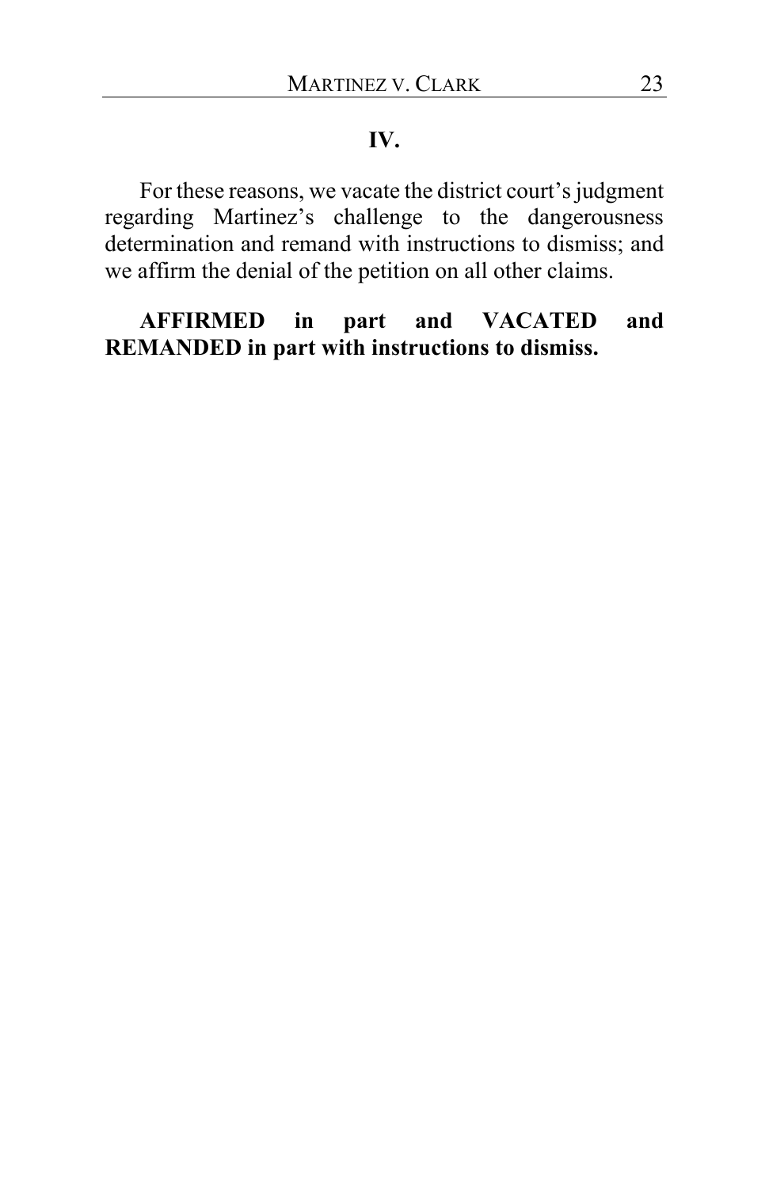## IV.

For these reasons, we vacate the district court's judgment regarding Martinez's challenge to the dangerousness determination and remand with instructions to dismiss; and we affirm the denial of the petition on all other claims.

**AFFIRMED in part and VACATED and REMANDED in part with instructions to dismiss.**